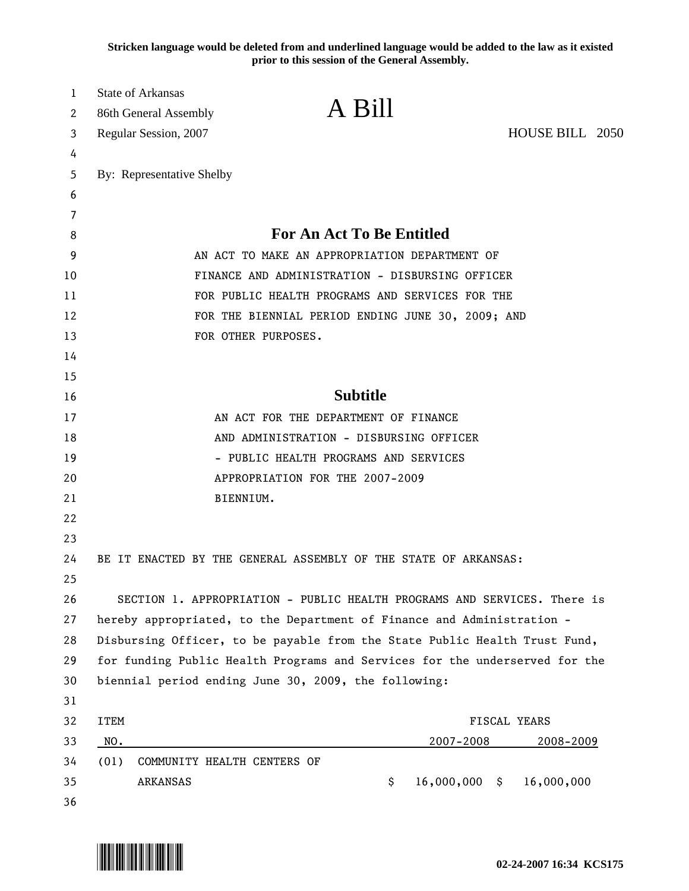Stricken language would be deleted from and underlined language would be added to the law as it existed prior to this session of the General Assembly.

State of Arkansas
86th General Assembly
Regular Session, 2007

# A Bill

HOUSE BILL 2050

By: Representative Shelby

## For An Act To Be Entitled

AN ACT TO MAKE AN APPROPRIATION DEPARTMENT OF FINANCE AND ADMINISTRATION - DISBURSING OFFICER FOR PUBLIC HEALTH PROGRAMS AND SERVICES FOR THE FOR THE BIENNIAL PERIOD ENDING JUNE 30, 2009; AND FOR OTHER PURPOSES.

## Subtitle

AN ACT FOR THE DEPARTMENT OF FINANCE AND ADMINISTRATION - DISBURSING OFFICER - PUBLIC HEALTH PROGRAMS AND SERVICES APPROPRIATION FOR THE 2007-2009 BIENNIUM.

BE IT ENACTED BY THE GENERAL ASSEMBLY OF THE STATE OF ARKANSAS:

SECTION 1. APPROPRIATION - PUBLIC HEALTH PROGRAMS AND SERVICES. There is hereby appropriated, to the Department of Finance and Administration - Disbursing Officer, to be payable from the State Public Health Trust Fund, for funding Public Health Programs and Services for the underserved for the biennial period ending June 30, 2009, the following:

| ITEM NO. | | FISCAL YEARS 2007-2008 | 2008-2009 |
|---|---|---|---|
| (01) | COMMUNITY HEALTH CENTERS OF ARKANSAS | $ 16,000,000 | $ 16,000,000 |

02-24-2007 16:34 KCS175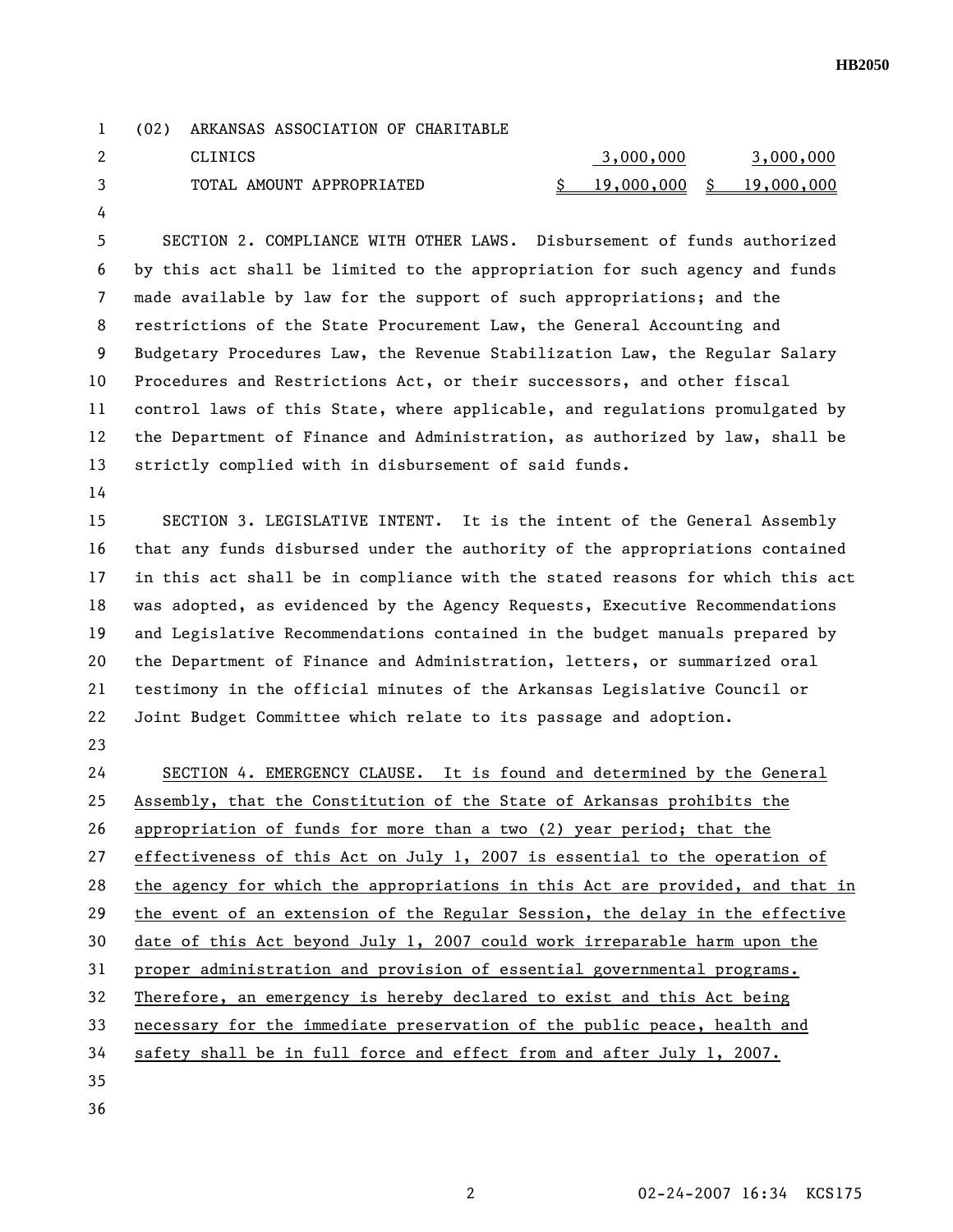| | | |
|---|---|---|
| (02) ARKANSAS ASSOCIATION OF CHARITABLE CLINICS | 3,000,000 | 3,000,000 |
| TOTAL AMOUNT APPROPRIATED | $ 19,000,000 | $ 19,000,000 |

SECTION 2. COMPLIANCE WITH OTHER LAWS. Disbursement of funds authorized by this act shall be limited to the appropriation for such agency and funds made available by law for the support of such appropriations; and the restrictions of the State Procurement Law, the General Accounting and Budgetary Procedures Law, the Revenue Stabilization Law, the Regular Salary Procedures and Restrictions Act, or their successors, and other fiscal control laws of this State, where applicable, and regulations promulgated by the Department of Finance and Administration, as authorized by law, shall be strictly complied with in disbursement of said funds.

SECTION 3. LEGISLATIVE INTENT. It is the intent of the General Assembly that any funds disbursed under the authority of the appropriations contained in this act shall be in compliance with the stated reasons for which this act was adopted, as evidenced by the Agency Requests, Executive Recommendations and Legislative Recommendations contained in the budget manuals prepared by the Department of Finance and Administration, letters, or summarized oral testimony in the official minutes of the Arkansas Legislative Council or Joint Budget Committee which relate to its passage and adoption.

SECTION 4. EMERGENCY CLAUSE. It is found and determined by the General Assembly, that the Constitution of the State of Arkansas prohibits the appropriation of funds for more than a two (2) year period; that the effectiveness of this Act on July 1, 2007 is essential to the operation of the agency for which the appropriations in this Act are provided, and that in the event of an extension of the Regular Session, the delay in the effective date of this Act beyond July 1, 2007 could work irreparable harm upon the proper administration and provision of essential governmental programs. Therefore, an emergency is hereby declared to exist and this Act being necessary for the immediate preservation of the public peace, health and safety shall be in full force and effect from and after July 1, 2007.